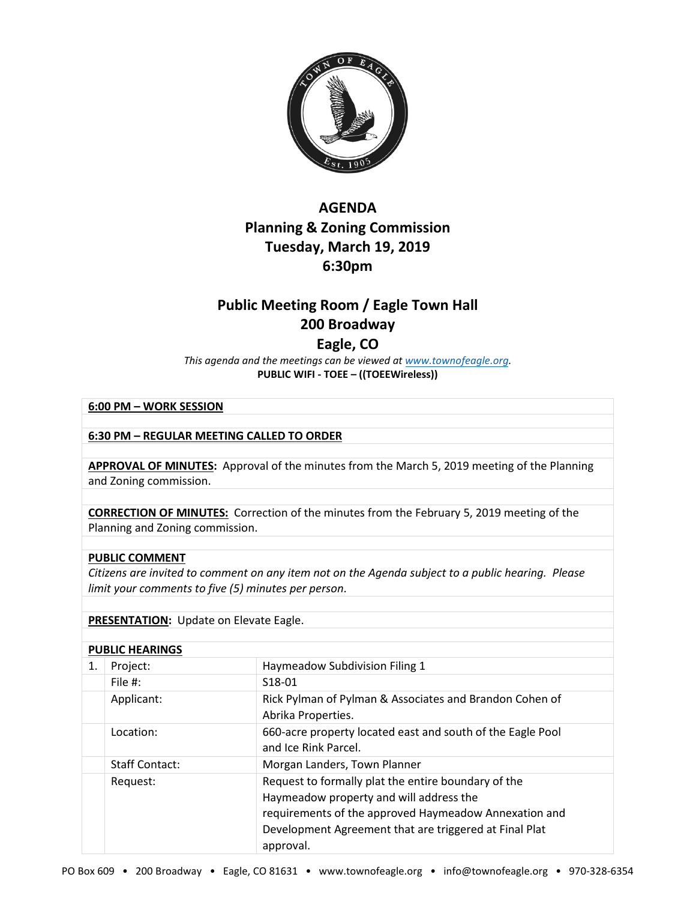# AGENDA
# Planning & Zoning Commission
# Tuesday, March 19, 2019
# 6:30pm

## Public Meeting Room / Eagle Town Hall
## 200 Broadway
## Eagle, CO

*This agenda and the meetings can be viewed at [www.townofeagle.org](http://www.townofeagle.org).*
**PUBLIC WIFI - TOEE – ((TOEEWireless))**

**6:00 PM – WORK SESSION**

**6:30 PM – REGULAR MEETING CALLED TO ORDER**

**APPROVAL OF MINUTES:** Approval of the minutes from the March 5, 2019 meeting of the Planning and Zoning commission.

**CORRECTION OF MINUTES:** Correction of the minutes from the February 5, 2019 meeting of the Planning and Zoning commission.

**PUBLIC COMMENT**
*Citizens are invited to comment on any item not on the Agenda subject to a public hearing. Please limit your comments to five (5) minutes per person.*

**PRESENTATION:** Update on Elevate Eagle.

**PUBLIC HEARINGS**

| | | |
|---|---|---|
| 1. | Project: | Haymeadow Subdivision Filing 1 |
| | File #: | S18-01 |
| | Applicant: | Rick Pylman of Pylman & Associates and Brandon Cohen of Abrika Properties. |
| | Location: | 660-acre property located east and south of the Eagle Pool and Ice Rink Parcel. |
| | Staff Contact: | Morgan Landers, Town Planner |
| | Request: | Request to formally plat the entire boundary of the Haymeadow property and will address the requirements of the approved Haymeadow Annexation and Development Agreement that are triggered at Final Plat approval. |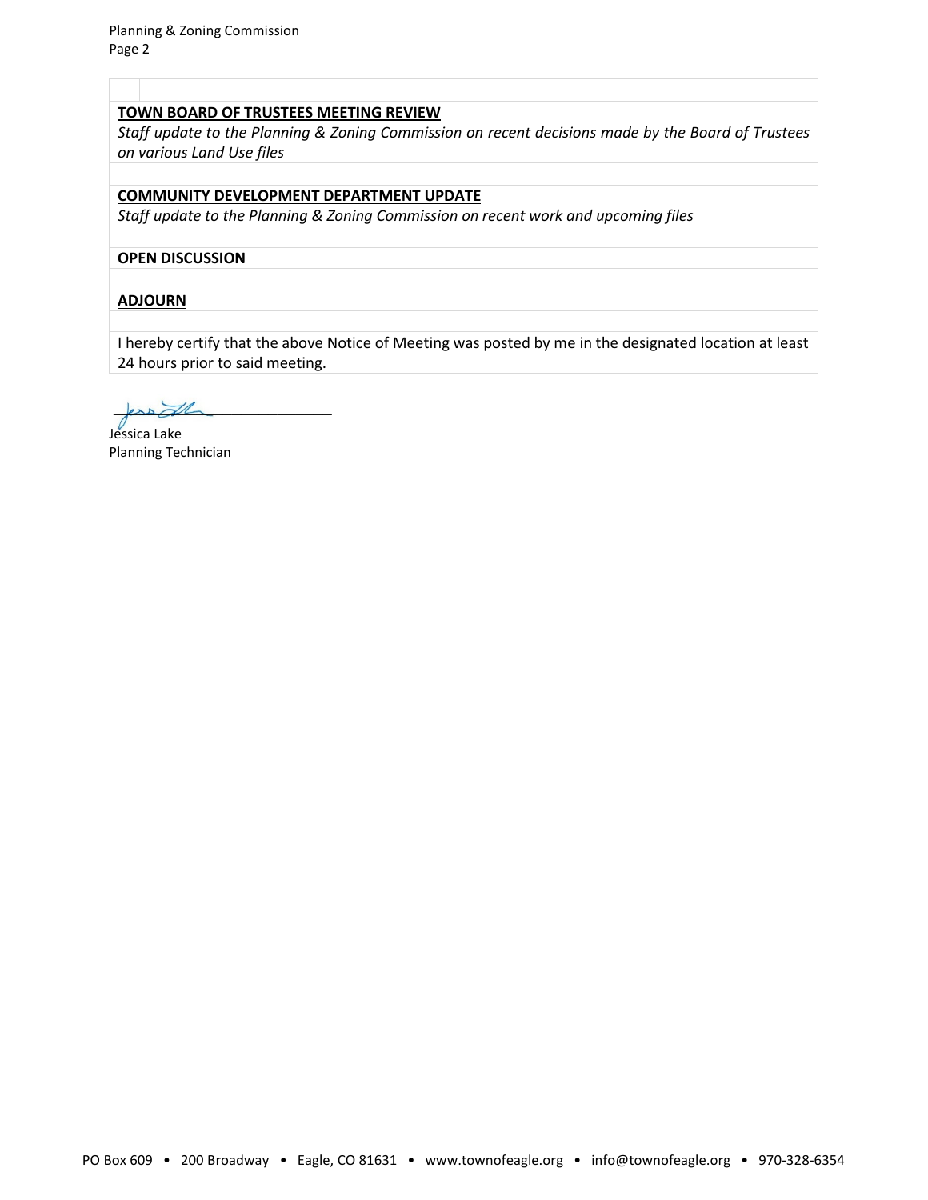**TOWN BOARD OF TRUSTEES MEETING REVIEW**

*Staff update to the Planning & Zoning Commission on recent decisions made by the Board of Trustees on various Land Use files*

**COMMUNITY DEVELOPMENT DEPARTMENT UPDATE**

*Staff update to the Planning & Zoning Commission on recent work and upcoming files*

**OPEN DISCUSSION**

**ADJOURN**

I hereby certify that the above Notice of Meeting was posted by me in the designated location at least 24 hours prior to said meeting.

Jessica Lake
Planning Technician